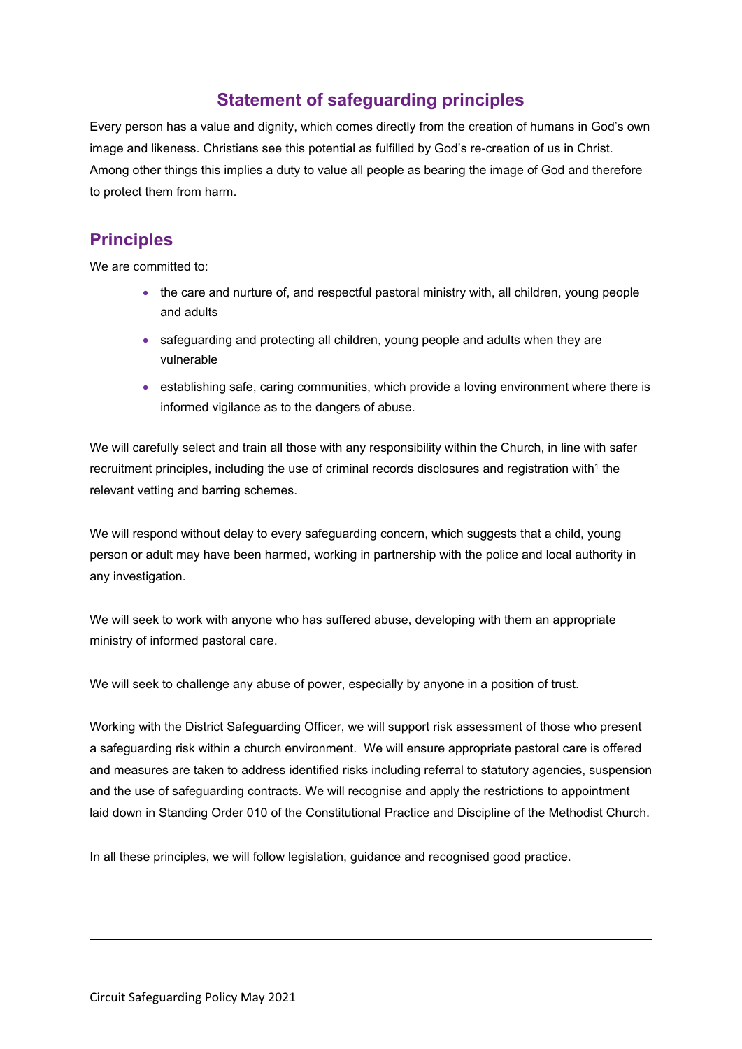## Statement of safeguarding principles

Every person has a value and dignity, which comes directly from the creation of humans in God's own image and likeness. Christians see this potential as fulfilled by God's re-creation of us in Christ. Among other things this implies a duty to value all people as bearing the image of God and therefore to protect them from harm.

## Principles

We are committed to:

- the care and nurture of, and respectful pastoral ministry with, all children, young people and adults
- safeguarding and protecting all children, young people and adults when they are vulnerable
- establishing safe, caring communities, which provide a loving environment where there is informed vigilance as to the dangers of abuse.

We will carefully select and train all those with any responsibility within the Church, in line with safer recruitment principles, including the use of criminal records disclosures and registration with[1] the relevant vetting and barring schemes.

We will respond without delay to every safeguarding concern, which suggests that a child, young person or adult may have been harmed, working in partnership with the police and local authority in any investigation.

We will seek to work with anyone who has suffered abuse, developing with them an appropriate ministry of informed pastoral care.

We will seek to challenge any abuse of power, especially by anyone in a position of trust.

Working with the District Safeguarding Officer, we will support risk assessment of those who present a safeguarding risk within a church environment. We will ensure appropriate pastoral care is offered and measures are taken to address identified risks including referral to statutory agencies, suspension and the use of safeguarding contracts. We will recognise and apply the restrictions to appointment laid down in Standing Order 010 of the Constitutional Practice and Discipline of the Methodist Church.

In all these principles, we will follow legislation, guidance and recognised good practice.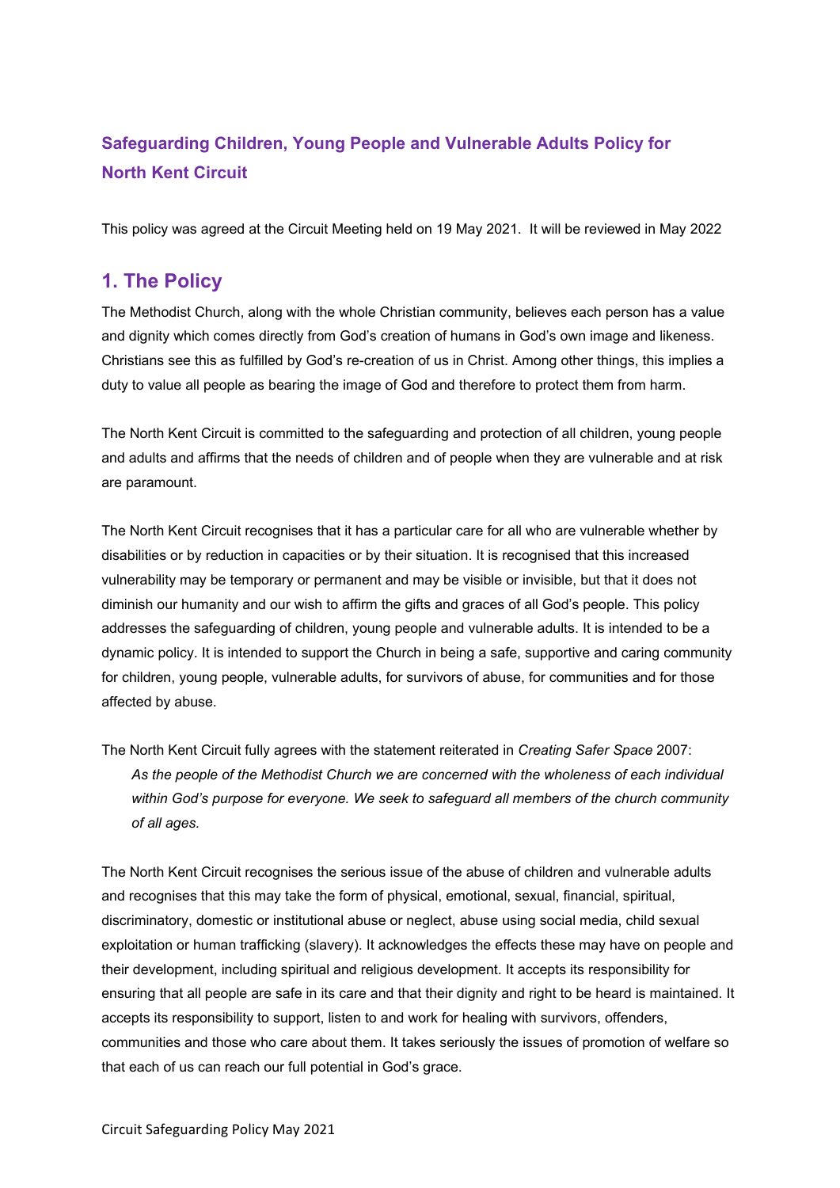## Safeguarding Children, Young People and Vulnerable Adults Policy for North Kent Circuit

This policy was agreed at the Circuit Meeting held on 19 May 2021. It will be reviewed in May 2022

## 1. The Policy

The Methodist Church, along with the whole Christian community, believes each person has a value and dignity which comes directly from God's creation of humans in God's own image and likeness. Christians see this as fulfilled by God's re-creation of us in Christ. Among other things, this implies a duty to value all people as bearing the image of God and therefore to protect them from harm.

The North Kent Circuit is committed to the safeguarding and protection of all children, young people and adults and affirms that the needs of children and of people when they are vulnerable and at risk are paramount.

The North Kent Circuit recognises that it has a particular care for all who are vulnerable whether by disabilities or by reduction in capacities or by their situation. It is recognised that this increased vulnerability may be temporary or permanent and may be visible or invisible, but that it does not diminish our humanity and our wish to affirm the gifts and graces of all God's people. This policy addresses the safeguarding of children, young people and vulnerable adults. It is intended to be a dynamic policy. It is intended to support the Church in being a safe, supportive and caring community for children, young people, vulnerable adults, for survivors of abuse, for communities and for those affected by abuse.

The North Kent Circuit fully agrees with the statement reiterated in *Creating Safer Space* 2007:

> *As the people of the Methodist Church we are concerned with the wholeness of each individual within God's purpose for everyone. We seek to safeguard all members of the church community of all ages.*

The North Kent Circuit recognises the serious issue of the abuse of children and vulnerable adults and recognises that this may take the form of physical, emotional, sexual, financial, spiritual, discriminatory, domestic or institutional abuse or neglect, abuse using social media, child sexual exploitation or human trafficking (slavery). It acknowledges the effects these may have on people and their development, including spiritual and religious development. It accepts its responsibility for ensuring that all people are safe in its care and that their dignity and right to be heard is maintained. It accepts its responsibility to support, listen to and work for healing with survivors, offenders, communities and those who care about them. It takes seriously the issues of promotion of welfare so that each of us can reach our full potential in God's grace.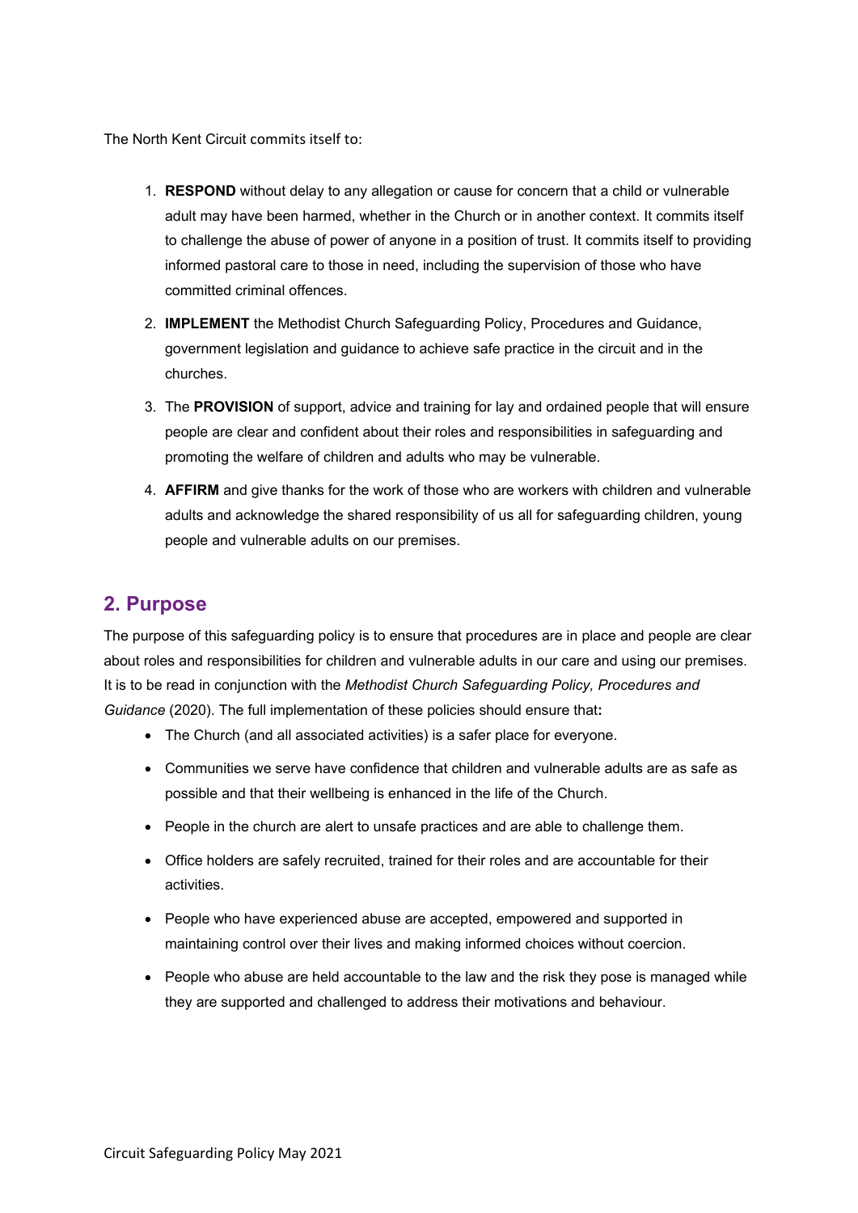The North Kent Circuit commits itself to:

1. **RESPOND** without delay to any allegation or cause for concern that a child or vulnerable adult may have been harmed, whether in the Church or in another context. It commits itself to challenge the abuse of power of anyone in a position of trust. It commits itself to providing informed pastoral care to those in need, including the supervision of those who have committed criminal offences.
2. **IMPLEMENT** the Methodist Church Safeguarding Policy, Procedures and Guidance, government legislation and guidance to achieve safe practice in the circuit and in the churches.
3. The **PROVISION** of support, advice and training for lay and ordained people that will ensure people are clear and confident about their roles and responsibilities in safeguarding and promoting the welfare of children and adults who may be vulnerable.
4. **AFFIRM** and give thanks for the work of those who are workers with children and vulnerable adults and acknowledge the shared responsibility of us all for safeguarding children, young people and vulnerable adults on our premises.

## 2. Purpose

The purpose of this safeguarding policy is to ensure that procedures are in place and people are clear about roles and responsibilities for children and vulnerable adults in our care and using our premises. It is to be read in conjunction with the *Methodist Church Safeguarding Policy, Procedures and Guidance* (2020). The full implementation of these policies should ensure that**:**

- The Church (and all associated activities) is a safer place for everyone.
- Communities we serve have confidence that children and vulnerable adults are as safe as possible and that their wellbeing is enhanced in the life of the Church.
- People in the church are alert to unsafe practices and are able to challenge them.
- Office holders are safely recruited, trained for their roles and are accountable for their activities.
- People who have experienced abuse are accepted, empowered and supported in maintaining control over their lives and making informed choices without coercion.
- People who abuse are held accountable to the law and the risk they pose is managed while they are supported and challenged to address their motivations and behaviour.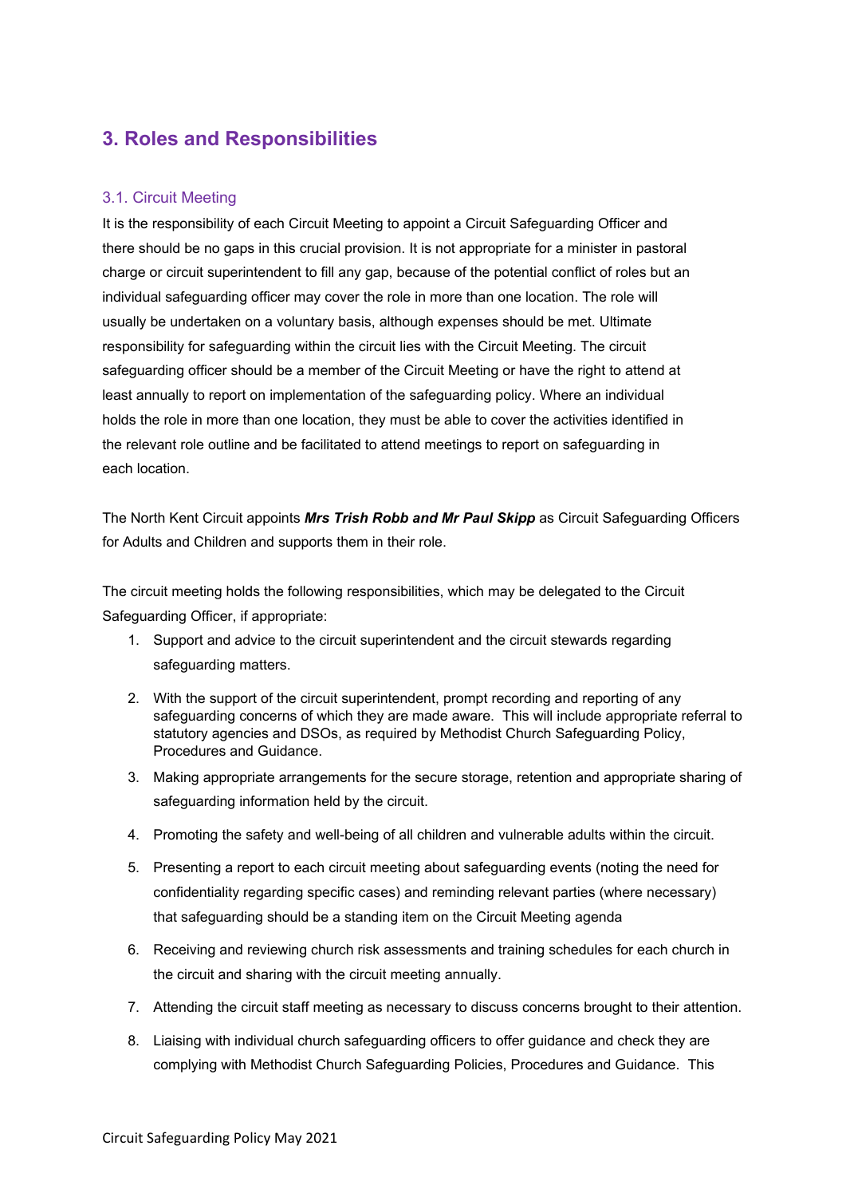## 3. Roles and Responsibilities

### 3.1. Circuit Meeting

It is the responsibility of each Circuit Meeting to appoint a Circuit Safeguarding Officer and there should be no gaps in this crucial provision. It is not appropriate for a minister in pastoral charge or circuit superintendent to fill any gap, because of the potential conflict of roles but an individual safeguarding officer may cover the role in more than one location. The role will usually be undertaken on a voluntary basis, although expenses should be met. Ultimate responsibility for safeguarding within the circuit lies with the Circuit Meeting. The circuit safeguarding officer should be a member of the Circuit Meeting or have the right to attend at least annually to report on implementation of the safeguarding policy. Where an individual holds the role in more than one location, they must be able to cover the activities identified in the relevant role outline and be facilitated to attend meetings to report on safeguarding in each location.

The North Kent Circuit appoints ***Mrs Trish Robb and Mr Paul Skipp*** as Circuit Safeguarding Officers for Adults and Children and supports them in their role.

The circuit meeting holds the following responsibilities, which may be delegated to the Circuit Safeguarding Officer, if appropriate:

1. Support and advice to the circuit superintendent and the circuit stewards regarding safeguarding matters.
2. With the support of the circuit superintendent, prompt recording and reporting of any safeguarding concerns of which they are made aware. This will include appropriate referral to statutory agencies and DSOs, as required by Methodist Church Safeguarding Policy, Procedures and Guidance.
3. Making appropriate arrangements for the secure storage, retention and appropriate sharing of safeguarding information held by the circuit.
4. Promoting the safety and well-being of all children and vulnerable adults within the circuit.
5. Presenting a report to each circuit meeting about safeguarding events (noting the need for confidentiality regarding specific cases) and reminding relevant parties (where necessary) that safeguarding should be a standing item on the Circuit Meeting agenda
6. Receiving and reviewing church risk assessments and training schedules for each church in the circuit and sharing with the circuit meeting annually.
7. Attending the circuit staff meeting as necessary to discuss concerns brought to their attention.
8. Liaising with individual church safeguarding officers to offer guidance and check they are complying with Methodist Church Safeguarding Policies, Procedures and Guidance. This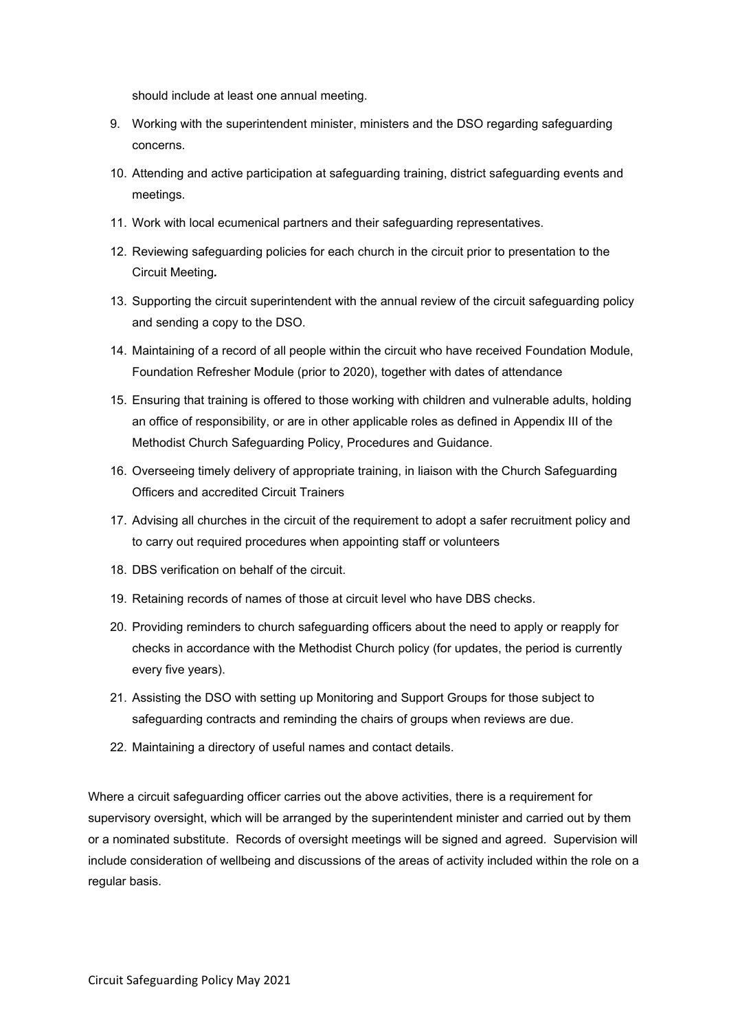should include at least one annual meeting.

9. Working with the superintendent minister, ministers and the DSO regarding safeguarding concerns.
10. Attending and active participation at safeguarding training, district safeguarding events and meetings.
11. Work with local ecumenical partners and their safeguarding representatives.
12. Reviewing safeguarding policies for each church in the circuit prior to presentation to the Circuit Meeting**.**
13. Supporting the circuit superintendent with the annual review of the circuit safeguarding policy and sending a copy to the DSO.
14. Maintaining of a record of all people within the circuit who have received Foundation Module, Foundation Refresher Module (prior to 2020), together with dates of attendance
15. Ensuring that training is offered to those working with children and vulnerable adults, holding an office of responsibility, or are in other applicable roles as defined in Appendix III of the Methodist Church Safeguarding Policy, Procedures and Guidance.
16. Overseeing timely delivery of appropriate training, in liaison with the Church Safeguarding Officers and accredited Circuit Trainers
17. Advising all churches in the circuit of the requirement to adopt a safer recruitment policy and to carry out required procedures when appointing staff or volunteers
18. DBS verification on behalf of the circuit.
19. Retaining records of names of those at circuit level who have DBS checks.
20. Providing reminders to church safeguarding officers about the need to apply or reapply for checks in accordance with the Methodist Church policy (for updates, the period is currently every five years).
21. Assisting the DSO with setting up Monitoring and Support Groups for those subject to safeguarding contracts and reminding the chairs of groups when reviews are due.
22. Maintaining a directory of useful names and contact details.

Where a circuit safeguarding officer carries out the above activities, there is a requirement for supervisory oversight, which will be arranged by the superintendent minister and carried out by them or a nominated substitute. Records of oversight meetings will be signed and agreed. Supervision will include consideration of wellbeing and discussions of the areas of activity included within the role on a regular basis.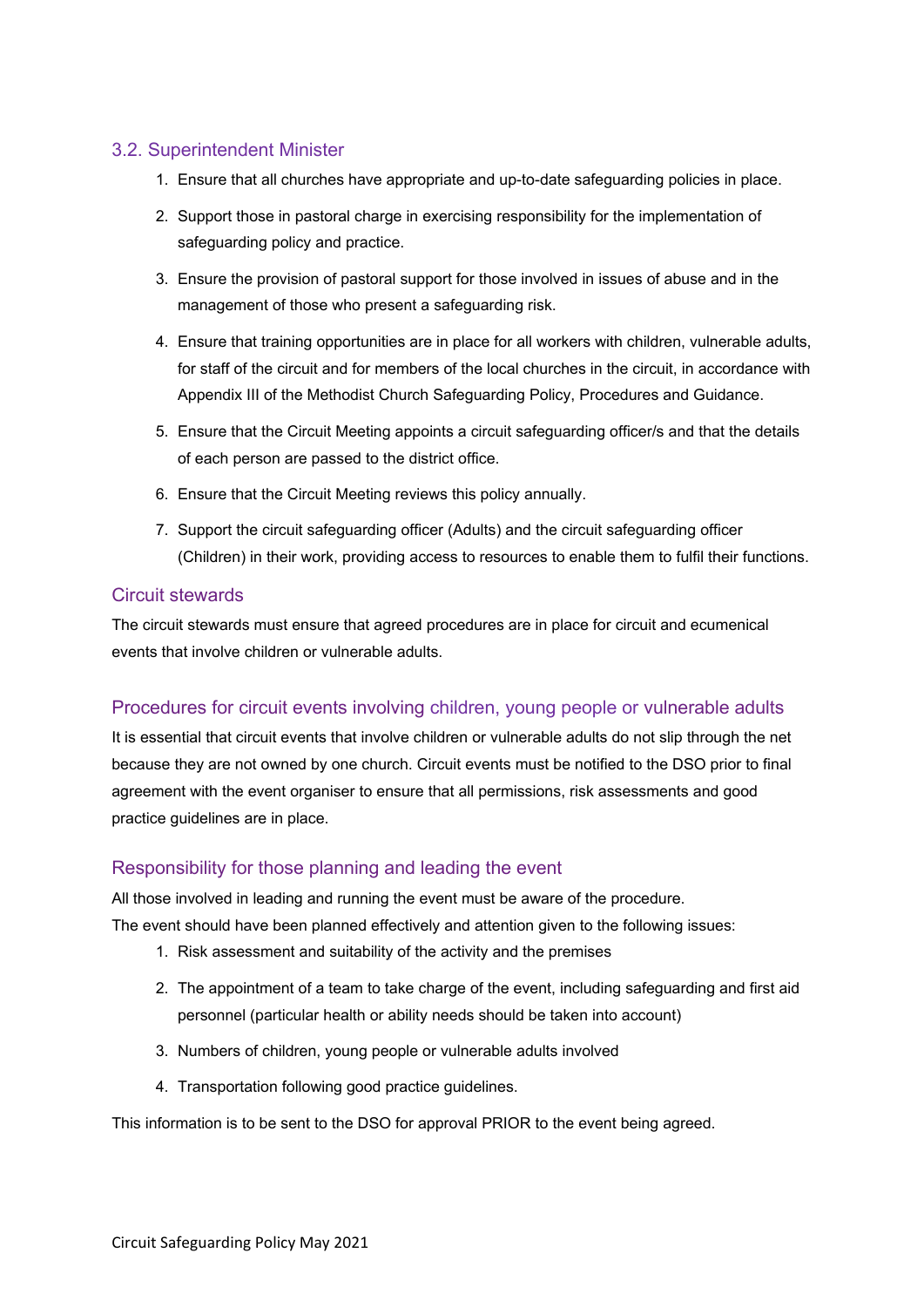### 3.2. Superintendent Minister

1. Ensure that all churches have appropriate and up-to-date safeguarding policies in place.
2. Support those in pastoral charge in exercising responsibility for the implementation of safeguarding policy and practice.
3. Ensure the provision of pastoral support for those involved in issues of abuse and in the management of those who present a safeguarding risk.
4. Ensure that training opportunities are in place for all workers with children, vulnerable adults, for staff of the circuit and for members of the local churches in the circuit, in accordance with Appendix III of the Methodist Church Safeguarding Policy, Procedures and Guidance.
5. Ensure that the Circuit Meeting appoints a circuit safeguarding officer/s and that the details of each person are passed to the district office.
6. Ensure that the Circuit Meeting reviews this policy annually.
7. Support the circuit safeguarding officer (Adults) and the circuit safeguarding officer (Children) in their work, providing access to resources to enable them to fulfil their functions.

### Circuit stewards

The circuit stewards must ensure that agreed procedures are in place for circuit and ecumenical events that involve children or vulnerable adults.

### Procedures for circuit events involving children, young people or vulnerable adults

It is essential that circuit events that involve children or vulnerable adults do not slip through the net because they are not owned by one church. Circuit events must be notified to the DSO prior to final agreement with the event organiser to ensure that all permissions, risk assessments and good practice guidelines are in place.

### Responsibility for those planning and leading the event

All those involved in leading and running the event must be aware of the procedure.
The event should have been planned effectively and attention given to the following issues:

1. Risk assessment and suitability of the activity and the premises
2. The appointment of a team to take charge of the event, including safeguarding and first aid personnel (particular health or ability needs should be taken into account)
3. Numbers of children, young people or vulnerable adults involved
4. Transportation following good practice guidelines.

This information is to be sent to the DSO for approval PRIOR to the event being agreed.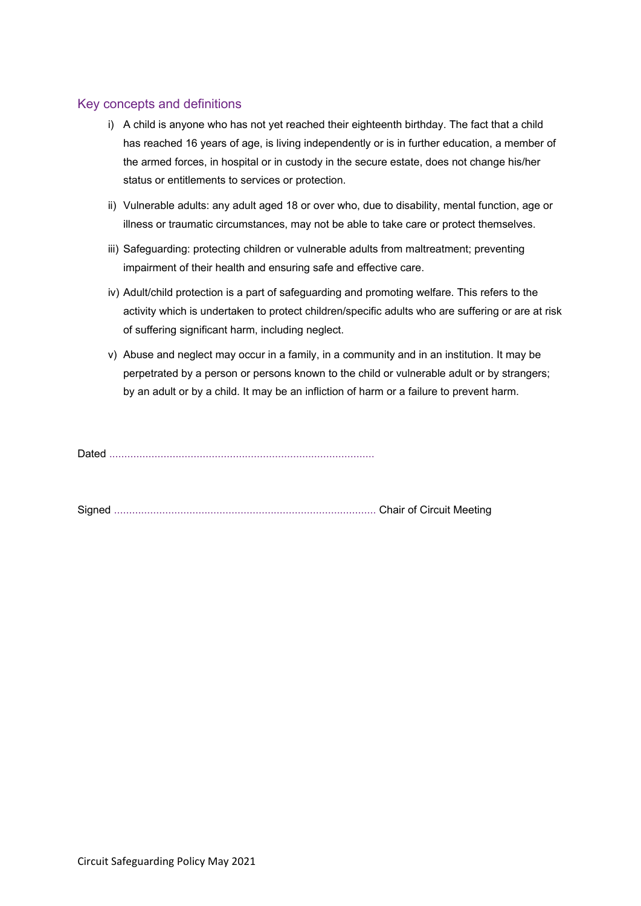## Key concepts and definitions

i) A child is anyone who has not yet reached their eighteenth birthday. The fact that a child has reached 16 years of age, is living independently or is in further education, a member of the armed forces, in hospital or in custody in the secure estate, does not change his/her status or entitlements to services or protection.

ii) Vulnerable adults: any adult aged 18 or over who, due to disability, mental function, age or illness or traumatic circumstances, may not be able to take care or protect themselves.

iii) Safeguarding: protecting children or vulnerable adults from maltreatment; preventing impairment of their health and ensuring safe and effective care.

iv) Adult/child protection is a part of safeguarding and promoting welfare. This refers to the activity which is undertaken to protect children/specific adults who are suffering or are at risk of suffering significant harm, including neglect.

v) Abuse and neglect may occur in a family, in a community and in an institution. It may be perpetrated by a person or persons known to the child or vulnerable adult or by strangers; by an adult or by a child. It may be an infliction of harm or a failure to prevent harm.

Dated .........................................................................................

Signed ...................................................................................... Chair of Circuit Meeting